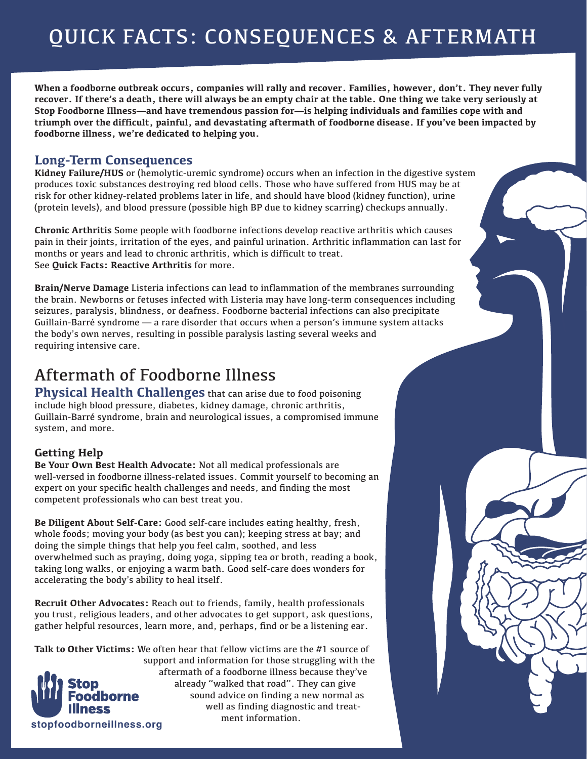# QUICK FACTS: CONSEQUENCES & AFTERMATH

**When a foodborne outbreak occurs, companies will rally and recover. Families, however, don't. They never fully recover. If there's a death, there will always be an empty chair at the table. One thing we take very seriously at Stop Foodborne Illness—and have tremendous passion for—is helping individuals and families cope with and triumph over the difficult, painful, and devastating aftermath of foodborne disease. If you've been impacted by foodborne illness, we're dedicated to helping you.**

## Long-Term Consequences

**Kidney Failure/HUS** or (hemolytic-uremic syndrome) occurs when an infection in the digestive system produces toxic substances destroying red blood cells. Those who have suffered from HUS may be at risk for other kidney-related problems later in life, and should have blood (kidney function), urine (protein levels), and blood pressure (possible high BP due to kidney scarring) checkups annually.

**Chronic Arthritis** Some people with foodborne infections develop reactive arthritis which causes pain in their joints, irritation of the eyes, and painful urination. Arthritic inflammation can last for months or years and lead to chronic arthritis, which is difficult to treat. See **Quick Facts: Reactive Arthritis** for more.

**Brain/Nerve Damage** Listeria infections can lead to inflammation of the membranes surrounding the brain. Newborns or fetuses infected with Listeria may have long-term consequences including seizures, paralysis, blindness, or deafness. Foodborne bacterial infections can also precipitate Guillain-Barré syndrome — a rare disorder that occurs when a person's immune system attacks the body's own nerves, resulting in possible paralysis lasting several weeks and requiring intensive care.

# Aftermath of Foodborne Illness

**Physical Health Challenges** that can arise due to food poisoning include high blood pressure, diabetes, kidney damage, chronic arthritis, Guillain-Barré syndrome, brain and neurological issues, a compromised immune system, and more.

### Getting Help

**Be Your Own Best Health Advocate:** Not all medical professionals are well-versed in foodborne illness-related issues. Commit yourself to becoming an expert on your specific health challenges and needs, and finding the most competent professionals who can best treat you.

**Be Diligent About Self-Care:** Good self-care includes eating healthy, fresh, whole foods; moving your body (as best you can); keeping stress at bay; and doing the simple things that help you feel calm, soothed, and less overwhelmed such as praying, doing yoga, sipping tea or broth, reading a book, taking long walks, or enjoying a warm bath. Good self-care does wonders for accelerating the body's ability to heal itself.

**Recruit Other Advocates:** Reach out to friends, family, health professionals you trust, religious leaders, and other advocates to get support, ask questions, gather helpful resources, learn more, and, perhaps, find or be a listening ear.

**Talk to Other Victims:** We often hear that fellow victims are the #1 source of support and information for those struggling with the aftermath of a foodborne illness because they've already "walked that road". They can give sound advice on finding a new normal as well as finding diagnostic and treatment information.

Stop Foodborne Illness

stopfoodborneillness.org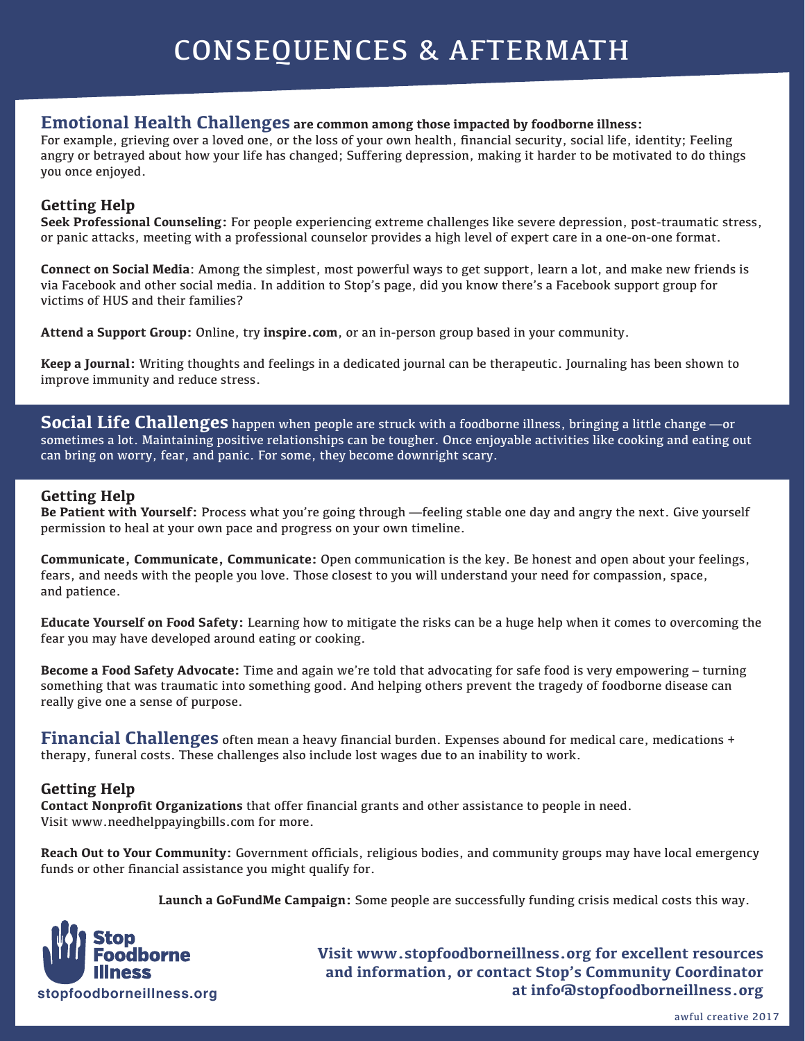# CONSEQUENCES & AFTERMATH

**Emotional Health Challenges are common among those impacted by foodborne illness:**
For example, grieving over a loved one, or the loss of your own health, financial security, social life, identity; Feeling angry or betrayed about how your life has changed; Suffering depression, making it harder to be motivated to do things you once enjoyed.

### Getting Help

**Seek Professional Counseling:** For people experiencing extreme challenges like severe depression, post-traumatic stress, or panic attacks, meeting with a professional counselor provides a high level of expert care in a one-on-one format.

**Connect on Social Media**: Among the simplest, most powerful ways to get support, learn a lot, and make new friends is via Facebook and other social media. In addition to Stop's page, did you know there's a Facebook support group for victims of HUS and their families?

**Attend a Support Group:** Online, try **inspire.com**, or an in-person group based in your community.

**Keep a Journal:** Writing thoughts and feelings in a dedicated journal can be therapeutic. Journaling has been shown to improve immunity and reduce stress.

**Social Life Challenges** happen when people are struck with a foodborne illness, bringing a little change —or sometimes a lot. Maintaining positive relationships can be tougher. Once enjoyable activities like cooking and eating out can bring on worry, fear, and panic. For some, they become downright scary.

### Getting Help

**Be Patient with Yourself:** Process what you're going through —feeling stable one day and angry the next. Give yourself permission to heal at your own pace and progress on your own timeline.

**Communicate, Communicate, Communicate:** Open communication is the key. Be honest and open about your feelings, fears, and needs with the people you love. Those closest to you will understand your need for compassion, space, and patience.

**Educate Yourself on Food Safety:** Learning how to mitigate the risks can be a huge help when it comes to overcoming the fear you may have developed around eating or cooking.

**Become a Food Safety Advocate:** Time and again we're told that advocating for safe food is very empowering – turning something that was traumatic into something good. And helping others prevent the tragedy of foodborne disease can really give one a sense of purpose.

**Financial Challenges** often mean a heavy financial burden. Expenses abound for medical care, medications + therapy, funeral costs. These challenges also include lost wages due to an inability to work.

### Getting Help

**Contact Nonprofit Organizations** that offer financial grants and other assistance to people in need. Visit www.needhelppayingbills.com for more.

**Reach Out to Your Community:** Government officials, religious bodies, and community groups may have local emergency funds or other financial assistance you might qualify for.

**Launch a GoFundMe Campaign:** Some people are successfully funding crisis medical costs this way.

Stop Foodborne Illness
stopfoodborneillness.org

**Visit www.stopfoodborneillness.org for excellent resources and information, or contact Stop's Community Coordinator at info@stopfoodborneillness.org**

awful creative 2017